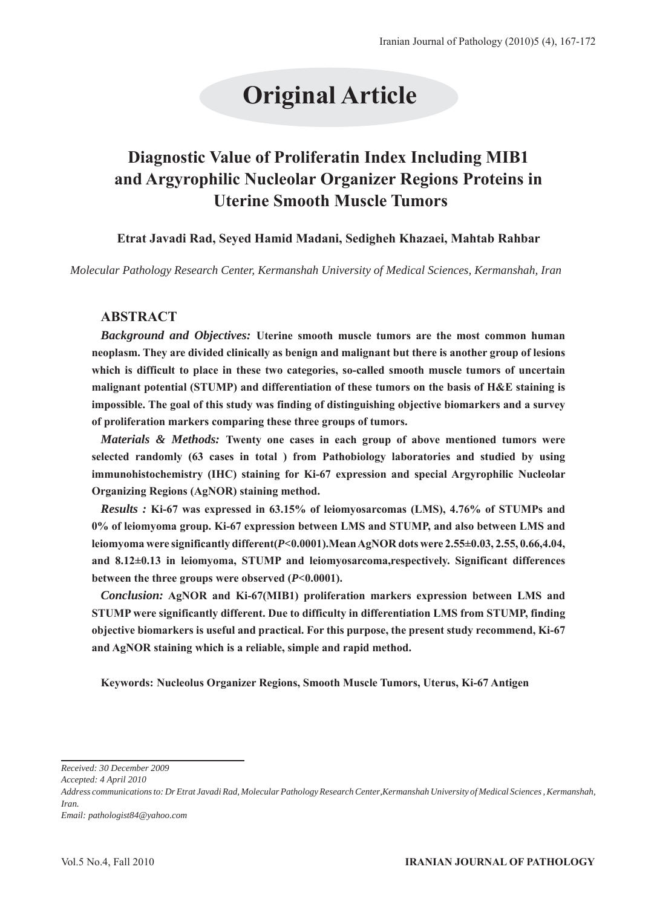# Original Article

## Diagnostic Value of Proliferatin Index Including MIB1 and Argyrophilic Nucleolar Organizer Regions Proteins in Uterine Smooth Muscle Tumors

**Etrat Javadi Rad, Seyed Hamid Madani, Sedigheh Khazaei, Mahtab Rahbar**

*Molecular Pathology Research Center, Kermanshah University of Medical Sciences, Kermanshah, Iran*

### ABSTRACT

***Background and Objectives:*** **Uterine smooth muscle tumors are the most common human neoplasm. They are divided clinically as benign and malignant but there is another group of lesions which is difficult to place in these two categories, so-called smooth muscle tumors of uncertain malignant potential (STUMP) and differentiation of these tumors on the basis of H&E staining is impossible. The goal of this study was finding of distinguishing objective biomarkers and a survey of proliferation markers comparing these three groups of tumors.**

***Materials & Methods:*** **Twenty one cases in each group of above mentioned tumors were selected randomly (63 cases in total ) from Pathobiology laboratories and studied by using immunohistochemistry (IHC) staining for Ki-67 expression and special Argyrophilic Nucleolar Organizing Regions (AgNOR) staining method.**

***Results :*** **Ki-67 was expressed in 63.15% of leiomyosarcomas (LMS), 4.76% of STUMPs and 0% of leiomyoma group. Ki-67 expression between LMS and STUMP, and also between LMS and leiomyoma were significantly different($P<0.0001$).Mean AgNOR dots were 2.55±0.03, 2.55, 0.66,4.04, and 8.12±0.13 in leiomyoma, STUMP and leiomyosarcoma,respectively. Significant differences between the three groups were observed ($P<0.0001$).**

***Conclusion:*** **AgNOR and Ki-67(MIB1) proliferation markers expression between LMS and STUMP were significantly different. Due to difficulty in differentiation LMS from STUMP, finding objective biomarkers is useful and practical. For this purpose, the present study recommend, Ki-67 and AgNOR staining which is a reliable, simple and rapid method.**

**Keywords: Nucleolus Organizer Regions, Smooth Muscle Tumors, Uterus, Ki-67 Antigen**

---

*Received: 30 December 2009*
*Accepted: 4 April 2010*
*Address communications to: Dr Etrat Javadi Rad, Molecular Pathology Research Center,Kermanshah University of Medical Sciences , Kermanshah, Iran.*
*Email: pathologist84@yahoo.com*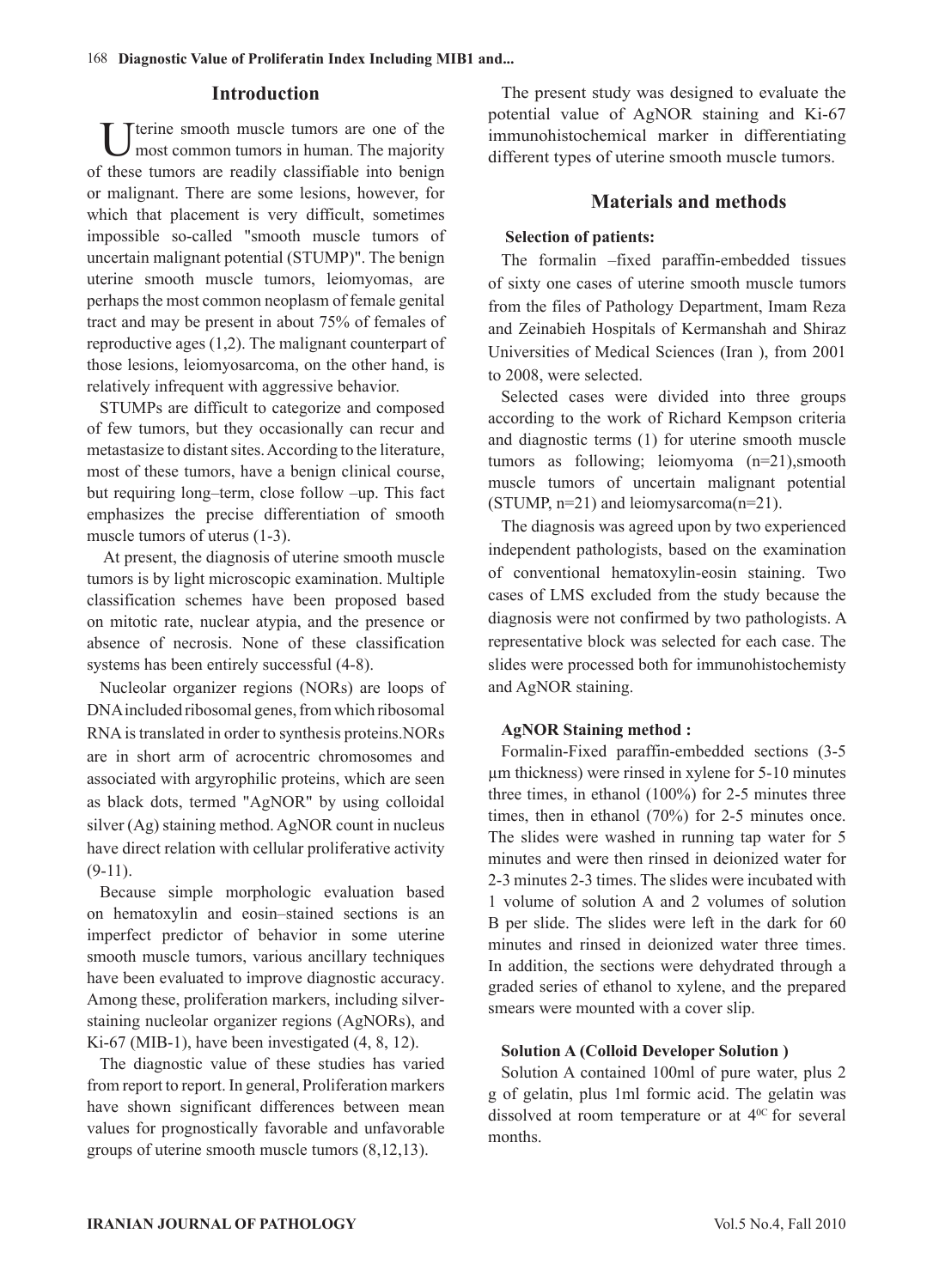## Introduction

Uterine smooth muscle tumors are one of the most common tumors in human. The majority of these tumors are readily classifiable into benign or malignant. There are some lesions, however, for which that placement is very difficult, sometimes impossible so-called "smooth muscle tumors of uncertain malignant potential (STUMP)". The benign uterine smooth muscle tumors, leiomyomas, are perhaps the most common neoplasm of female genital tract and may be present in about 75% of females of reproductive ages (1,2). The malignant counterpart of those lesions, leiomyosarcoma, on the other hand, is relatively infrequent with aggressive behavior.

STUMPs are difficult to categorize and composed of few tumors, but they occasionally can recur and metastasize to distant sites. According to the literature, most of these tumors, have a benign clinical course, but requiring long–term, close follow –up. This fact emphasizes the precise differentiation of smooth muscle tumors of uterus (1-3).

At present, the diagnosis of uterine smooth muscle tumors is by light microscopic examination. Multiple classification schemes have been proposed based on mitotic rate, nuclear atypia, and the presence or absence of necrosis. None of these classification systems has been entirely successful (4-8).

Nucleolar organizer regions (NORs) are loops of DNA included ribosomal genes, from which ribosomal RNA is translated in order to synthesis proteins. NORs are in short arm of acrocentric chromosomes and associated with argyrophilic proteins, which are seen as black dots, termed "AgNOR" by using colloidal silver (Ag) staining method. AgNOR count in nucleus have direct relation with cellular proliferative activity (9-11).

Because simple morphologic evaluation based on hematoxylin and eosin–stained sections is an imperfect predictor of behavior in some uterine smooth muscle tumors, various ancillary techniques have been evaluated to improve diagnostic accuracy. Among these, proliferation markers, including silver-staining nucleolar organizer regions (AgNORs), and Ki-67 (MIB-1), have been investigated (4, 8, 12).

The diagnostic value of these studies has varied from report to report. In general, Proliferation markers have shown significant differences between mean values for prognostically favorable and unfavorable groups of uterine smooth muscle tumors (8,12,13).

The present study was designed to evaluate the potential value of AgNOR staining and Ki-67 immunohistochemical marker in differentiating different types of uterine smooth muscle tumors.

## Materials and methods

**Selection of patients:**

The formalin –fixed paraffin-embedded tissues of sixty one cases of uterine smooth muscle tumors from the files of Pathology Department, Imam Reza and Zeinabieh Hospitals of Kermanshah and Shiraz Universities of Medical Sciences (Iran ), from 2001 to 2008, were selected.

Selected cases were divided into three groups according to the work of Richard Kempson criteria and diagnostic terms (1) for uterine smooth muscle tumors as following; leiomyoma (n=21),smooth muscle tumors of uncertain malignant potential (STUMP, n=21) and leiomysarcoma(n=21).

The diagnosis was agreed upon by two experienced independent pathologists, based on the examination of conventional hematoxylin-eosin staining. Two cases of LMS excluded from the study because the diagnosis were not confirmed by two pathologists. A representative block was selected for each case. The slides were processed both for immunohistochemisty and AgNOR staining.

**AgNOR Staining method :**

Formalin-Fixed paraffin-embedded sections (3-5 µm thickness) were rinsed in xylene for 5-10 minutes three times, in ethanol (100%) for 2-5 minutes three times, then in ethanol (70%) for 2-5 minutes once. The slides were washed in running tap water for 5 minutes and were then rinsed in deionized water for 2-3 minutes 2-3 times. The slides were incubated with 1 volume of solution A and 2 volumes of solution B per slide. The slides were left in the dark for 60 minutes and rinsed in deionized water three times. In addition, the sections were dehydrated through a graded series of ethanol to xylene, and the prepared smears were mounted with a cover slip.

**Solution A (Colloid Developer Solution )**

Solution A contained 100ml of pure water, plus 2 g of gelatin, plus 1ml formic acid. The gelatin was dissolved at room temperature or at $4^{0C}$ for several months.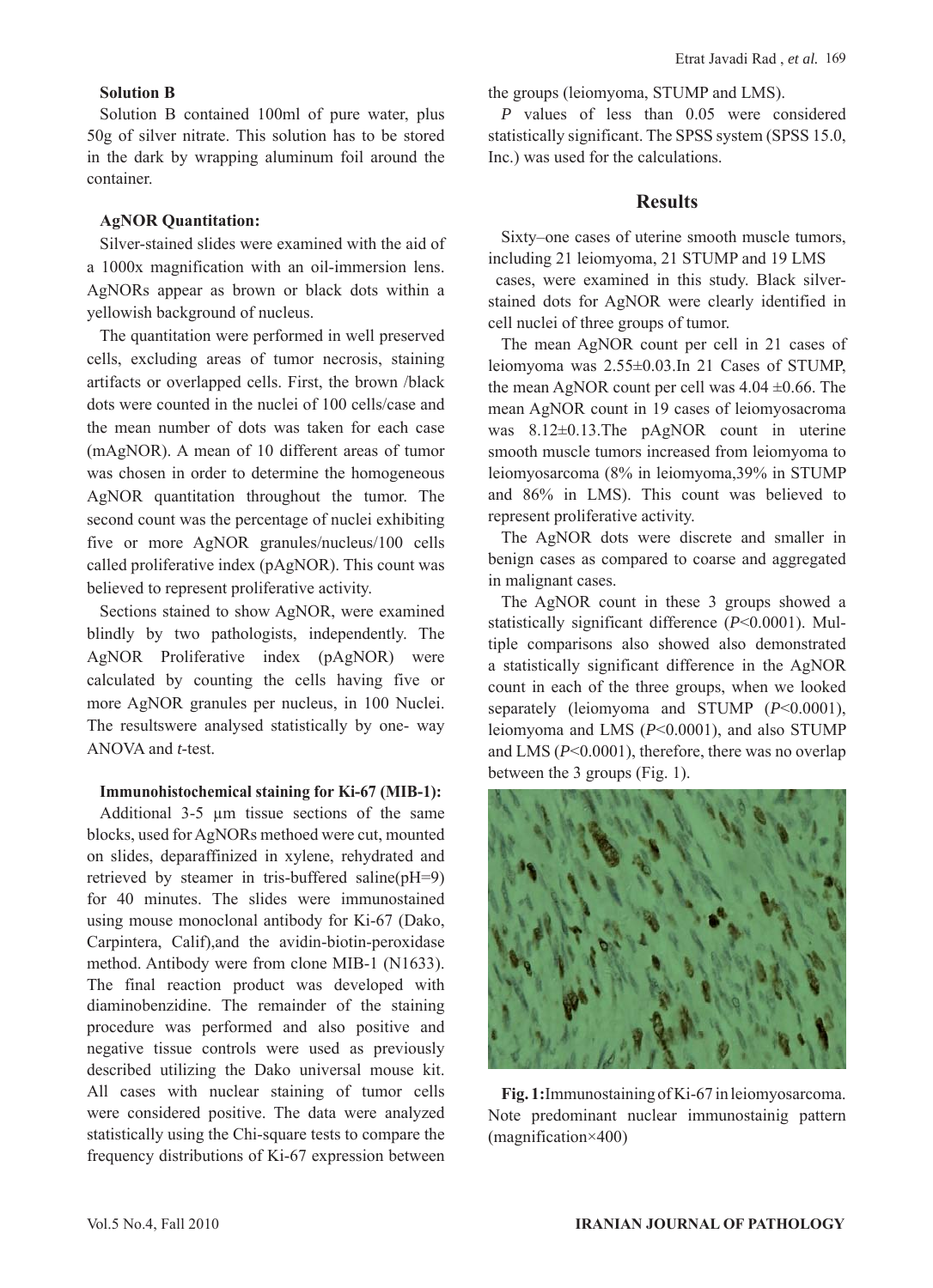**Solution B**

Solution B contained 100ml of pure water, plus 50g of silver nitrate. This solution has to be stored in the dark by wrapping aluminum foil around the container.

**AgNOR Quantitation:**

Silver-stained slides were examined with the aid of a 1000x magnification with an oil-immersion lens. AgNORs appear as brown or black dots within a yellowish background of nucleus.

The quantitation were performed in well preserved cells, excluding areas of tumor necrosis, staining artifacts or overlapped cells. First, the brown /black dots were counted in the nuclei of 100 cells/case and the mean number of dots was taken for each case (mAgNOR). A mean of 10 different areas of tumor was chosen in order to determine the homogeneous AgNOR quantitation throughout the tumor. The second count was the percentage of nuclei exhibiting five or more AgNOR granules/nucleus/100 cells called proliferative index (pAgNOR). This count was believed to represent proliferative activity.

Sections stained to show AgNOR, were examined blindly by two pathologists, independently. The AgNOR Proliferative index (pAgNOR) were calculated by counting the cells having five or more AgNOR granules per nucleus, in 100 Nuclei. The resultswere analysed statistically by one- way ANOVA and *t*-test.

**Immunohistochemical staining for Ki-67 (MIB-1):**

Additional 3-5 µm tissue sections of the same blocks, used for AgNORs methoed were cut, mounted on slides, deparaffinized in xylene, rehydrated and retrieved by steamer in tris-buffered saline(pH=9) for 40 minutes. The slides were immunostained using mouse monoclonal antibody for Ki-67 (Dako, Carpintera, Calif),and the avidin-biotin-peroxidase method. Antibody were from clone MIB-1 (N1633). The final reaction product was developed with diaminobenzidine. The remainder of the staining procedure was performed and also positive and negative tissue controls were used as previously described utilizing the Dako universal mouse kit. All cases with nuclear staining of tumor cells were considered positive. The data were analyzed statistically using the Chi-square tests to compare the frequency distributions of Ki-67 expression between the groups (leiomyoma, STUMP and LMS).

*P* values of less than 0.05 were considered statistically significant. The SPSS system (SPSS 15.0, Inc.) was used for the calculations.

## Results

Sixty–one cases of uterine smooth muscle tumors, including 21 leiomyoma, 21 STUMP and 19 LMS cases, were examined in this study. Black silver-stained dots for AgNOR were clearly identified in cell nuclei of three groups of tumor.

The mean AgNOR count per cell in 21 cases of leiomyoma was 2.55±0.03.In 21 Cases of STUMP, the mean AgNOR count per cell was 4.04 ±0.66. The mean AgNOR count in 19 cases of leiomyosacroma was 8.12±0.13.The pAgNOR count in uterine smooth muscle tumors increased from leiomyoma to leiomyosarcoma (8% in leiomyoma,39% in STUMP and 86% in LMS). This count was believed to represent proliferative activity.

The AgNOR dots were discrete and smaller in benign cases as compared to coarse and aggregated in malignant cases.

The AgNOR count in these 3 groups showed a statistically significant difference ($P$<0.0001). Multiple comparisons also showed also demonstrated a statistically significant difference in the AgNOR count in each of the three groups, when we looked separately (leiomyoma and STUMP ($P$<0.0001), leiomyoma and LMS ($P$<0.0001), and also STUMP and LMS ($P$<0.0001), therefore, there was no overlap between the 3 groups (Fig. 1).

**Fig. 1:** Immunostaining of Ki-67 in leiomyosarcoma. Note predominant nuclear immunostainig pattern (magnification×400)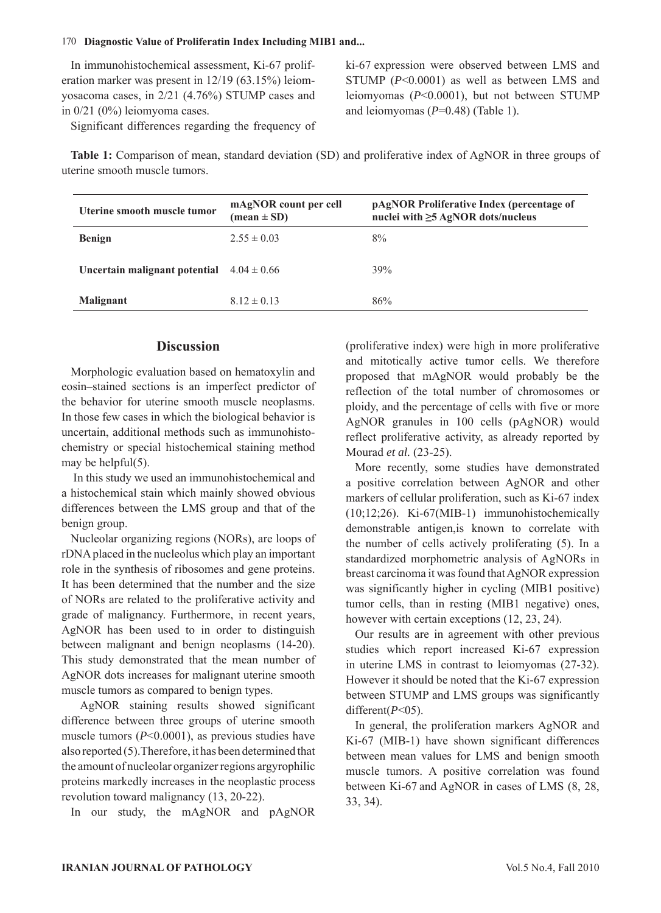In immunohistochemical assessment, Ki-67 proliferation marker was present in 12/19 (63.15%) leiomyosacoma cases, in 2/21 (4.76%) STUMP cases and in 0/21 (0%) leiomyoma cases.

Significant differences regarding the frequency of ki-67 expression were observed between LMS and STUMP ($P<0.0001$) as well as between LMS and leiomyomas ($P<0.0001$), but not between STUMP and leiomyomas ($P=0.48$) (Table 1).

**Table 1:** Comparison of mean, standard deviation (SD) and proliferative index of AgNOR in three groups of uterine smooth muscle tumors.

| Uterine smooth muscle tumor | mAgNOR count per cell (mean ± SD) | pAgNOR Proliferative Index (percentage of nuclei with ≥5 AgNOR dots/nucleus |
|---|---|---|
| **Benign** | 2.55 ± 0.03 | 8% |
| **Uncertain malignant potential** | 4.04 ± 0.66 | 39% |
| **Malignant** | 8.12 ± 0.13 | 86% |

## Discussion

Morphologic evaluation based on hematoxylin and eosin–stained sections is an imperfect predictor of the behavior for uterine smooth muscle neoplasms. In those few cases in which the biological behavior is uncertain, additional methods such as immunohistochemistry or special histochemical staining method may be helpful(5).

In this study we used an immunohistochemical and a histochemical stain which mainly showed obvious differences between the LMS group and that of the benign group.

Nucleolar organizing regions (NORs), are loops of rDNA placed in the nucleolus which play an important role in the synthesis of ribosomes and gene proteins. It has been determined that the number and the size of NORs are related to the proliferative activity and grade of malignancy. Furthermore, in recent years, AgNOR has been used to in order to distinguish between malignant and benign neoplasms (14-20). This study demonstrated that the mean number of AgNOR dots increases for malignant uterine smooth muscle tumors as compared to benign types.

AgNOR staining results showed significant difference between three groups of uterine smooth muscle tumors ($P<0.0001$), as previous studies have also reported (5).Therefore, it has been determined that the amount of nucleolar organizer regions argyrophilic proteins markedly increases in the neoplastic process revolution toward malignancy (13, 20-22).

In our study, the mAgNOR and pAgNOR (proliferative index) were high in more proliferative and mitotically active tumor cells. We therefore proposed that mAgNOR would probably be the reflection of the total number of chromosomes or ploidy, and the percentage of cells with five or more AgNOR granules in 100 cells (pAgNOR) would reflect proliferative activity, as already reported by Mourad *et al.* (23-25).

More recently, some studies have demonstrated a positive correlation between AgNOR and other markers of cellular proliferation, such as Ki-67 index (10;12;26). Ki-67(MIB-1) immunohistochemically demonstrable antigen,is known to correlate with the number of cells actively proliferating (5). In a standardized morphometric analysis of AgNORs in breast carcinoma it was found that AgNOR expression was significantly higher in cycling (MIB1 positive) tumor cells, than in resting (MIB1 negative) ones, however with certain exceptions (12, 23, 24).

Our results are in agreement with other previous studies which report increased Ki-67 expression in uterine LMS in contrast to leiomyomas (27-32). However it should be noted that the Ki-67 expression between STUMP and LMS groups was significantly different($P<05$).

In general, the proliferation markers AgNOR and Ki-67 (MIB-1) have shown significant differences between mean values for LMS and benign smooth muscle tumors. A positive correlation was found between Ki-67 and AgNOR in cases of LMS (8, 28, 33, 34).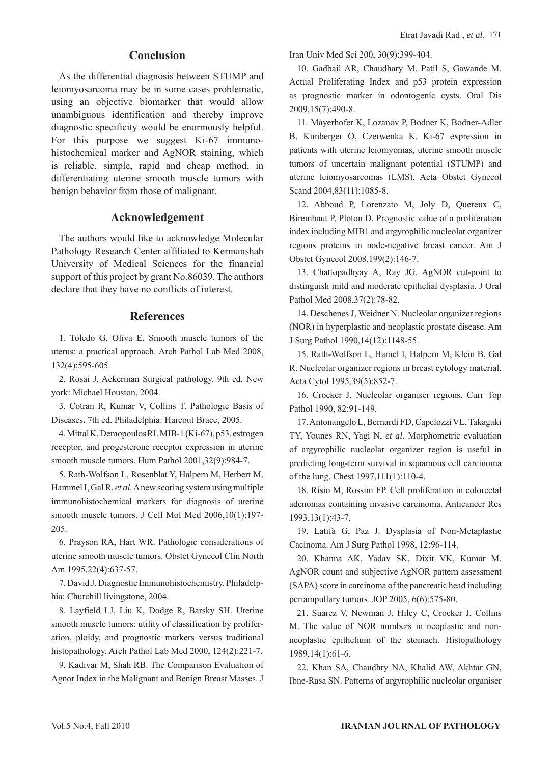## Conclusion

As the differential diagnosis between STUMP and leiomyosarcoma may be in some cases problematic, using an objective biomarker that would allow unambiguous identification and thereby improve diagnostic specificity would be enormously helpful. For this purpose we suggest Ki-67 immunohistochemical marker and AgNOR staining, which is reliable, simple, rapid and cheap method, in differentiating uterine smooth muscle tumors with benign behavior from those of malignant.

## Acknowledgement

The authors would like to acknowledge Molecular Pathology Research Center affiliated to Kermanshah University of Medical Sciences for the financial support of this project by grant No.86039. The authors declare that they have no conflicts of interest.

## References

1. Toledo G, Oliva E. Smooth muscle tumors of the uterus: a practical approach. Arch Pathol Lab Med 2008, 132(4):595-605.

2. Rosai J. Ackerman Surgical pathology. 9th ed. New york: Michael Houston, 2004.

3. Cotran R, Kumar V, Collins T. Pathologic Basis of Diseases. 7th ed. Philadelphia: Harcout Brace, 2005.

4. Mittal K, Demopoulos RI. MIB-1 (Ki-67), p53, estrogen receptor, and progesterone receptor expression in uterine smooth muscle tumors. Hum Pathol 2001,32(9):984-7.

5. Rath-Wolfson L, Rosenblat Y, Halpern M, Herbert M, Hammel I, Gal R, *et al.* A new scoring system using multiple immunohistochemical markers for diagnosis of uterine smooth muscle tumors. J Cell Mol Med 2006,10(1):197-205.

6. Prayson RA, Hart WR. Pathologic considerations of uterine smooth muscle tumors. Obstet Gynecol Clin North Am 1995,22(4):637-57.

7. David J. Diagnostic Immunohistochemistry. Philadelphia: Churchill livingstone, 2004.

8. Layfield LJ, Liu K, Dodge R, Barsky SH. Uterine smooth muscle tumors: utility of classification by proliferation, ploidy, and prognostic markers versus traditional histopathology. Arch Pathol Lab Med 2000, 124(2):221-7.

9. Kadivar M, Shah RB. The Comparison Evaluation of Agnor Index in the Malignant and Benign Breast Masses. J Iran Univ Med Sci 200, 30(9):399-404.

10. Gadbail AR, Chaudhary M, Patil S, Gawande M. Actual Proliferating Index and p53 protein expression as prognostic marker in odontogenic cysts. Oral Dis 2009,15(7):490-8.

11. Mayerhofer K, Lozanov P, Bodner K, Bodner-Adler B, Kimberger O, Czerwenka K. Ki-67 expression in patients with uterine leiomyomas, uterine smooth muscle tumors of uncertain malignant potential (STUMP) and uterine leiomyosarcomas (LMS). Acta Obstet Gynecol Scand 2004,83(11):1085-8.

12. Abboud P, Lorenzato M, Joly D, Quereux C, Birembaut P, Ploton D. Prognostic value of a proliferation index including MIB1 and argyrophilic nucleolar organizer regions proteins in node-negative breast cancer. Am J Obstet Gynecol 2008,199(2):146-7.

13. Chattopadhyay A, Ray JG. AgNOR cut-point to distinguish mild and moderate epithelial dysplasia. J Oral Pathol Med 2008,37(2):78-82.

14. Deschenes J, Weidner N. Nucleolar organizer regions (NOR) in hyperplastic and neoplastic prostate disease. Am J Surg Pathol 1990,14(12):1148-55.

15. Rath-Wolfson L, Hamel I, Halpern M, Klein B, Gal R. Nucleolar organizer regions in breast cytology material. Acta Cytol 1995,39(5):852-7.

16. Crocker J. Nucleolar organiser regions. Curr Top Pathol 1990, 82:91-149.

17. Antonangelo L, Bernardi FD, Capelozzi VL, Takagaki TY, Younes RN, Yagi N, *et al*. Morphometric evaluation of argyrophilic nucleolar organizer region is useful in predicting long-term survival in squamous cell carcinoma of the lung. Chest 1997,111(1):110-4.

18. Risio M, Rossini FP. Cell proliferation in colorectal adenomas containing invasive carcinoma. Anticancer Res 1993,13(1):43-7.

19. Latifa G, Paz J. Dysplasia of Non-Metaplastic Cacinoma. Am J Surg Pathol 1998, 12:96-114.

20. Khanna AK, Yadav SK, Dixit VK, Kumar M. AgNOR count and subjective AgNOR pattern assessment (SAPA) score in carcinoma of the pancreatic head including periampullary tumors. JOP 2005, 6(6):575-80.

21. Suarez V, Newman J, Hiley C, Crocker J, Collins M. The value of NOR numbers in neoplastic and non-neoplastic epithelium of the stomach. Histopathology 1989,14(1):61-6.

22. Khan SA, Chaudhry NA, Khalid AW, Akhtar GN, Ibne-Rasa SN. Patterns of argyrophilic nucleolar organiser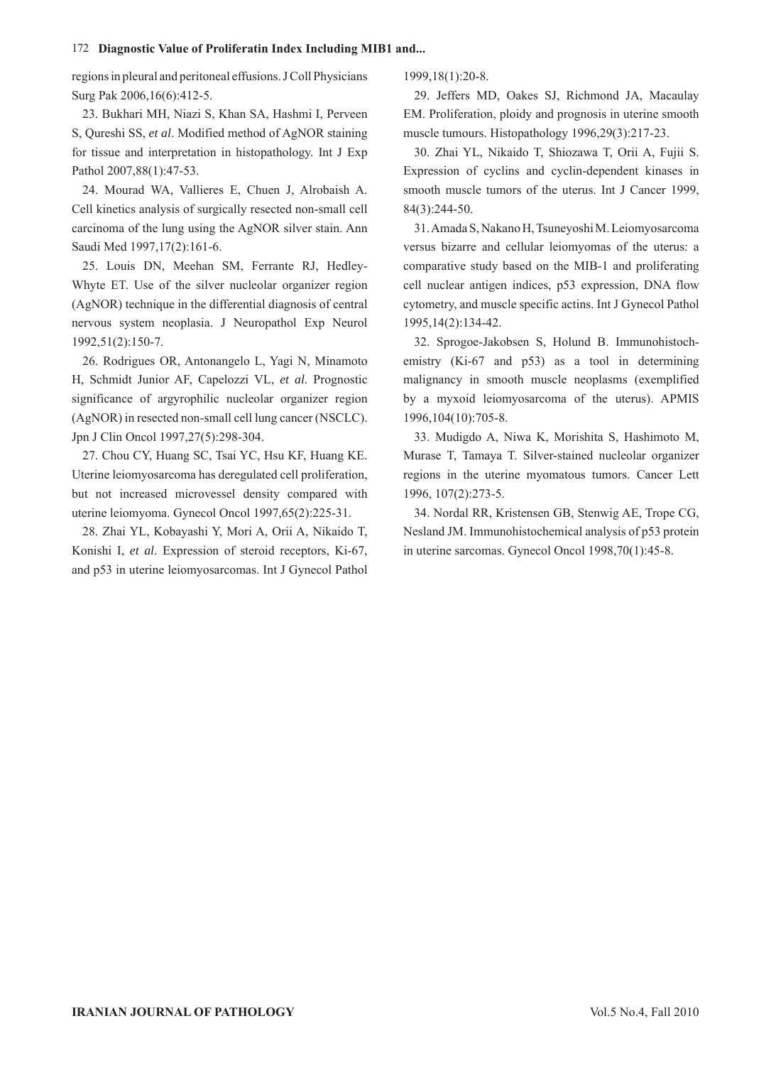regions in pleural and peritoneal effusions. J Coll Physicians Surg Pak 2006,16(6):412-5.

23. Bukhari MH, Niazi S, Khan SA, Hashmi I, Perveen S, Qureshi SS, *et al*. Modified method of AgNOR staining for tissue and interpretation in histopathology. Int J Exp Pathol 2007,88(1):47-53.

24. Mourad WA, Vallieres E, Chuen J, Alrobaish A. Cell kinetics analysis of surgically resected non-small cell carcinoma of the lung using the AgNOR silver stain. Ann Saudi Med 1997,17(2):161-6.

25. Louis DN, Meehan SM, Ferrante RJ, Hedley-Whyte ET. Use of the silver nucleolar organizer region (AgNOR) technique in the differential diagnosis of central nervous system neoplasia. J Neuropathol Exp Neurol 1992,51(2):150-7.

26. Rodrigues OR, Antonangelo L, Yagi N, Minamoto H, Schmidt Junior AF, Capelozzi VL, *et al*. Prognostic significance of argyrophilic nucleolar organizer region (AgNOR) in resected non-small cell lung cancer (NSCLC). Jpn J Clin Oncol 1997,27(5):298-304.

27. Chou CY, Huang SC, Tsai YC, Hsu KF, Huang KE. Uterine leiomyosarcoma has deregulated cell proliferation, but not increased microvessel density compared with uterine leiomyoma. Gynecol Oncol 1997,65(2):225-31.

28. Zhai YL, Kobayashi Y, Mori A, Orii A, Nikaido T, Konishi I, *et al*. Expression of steroid receptors, Ki-67, and p53 in uterine leiomyosarcomas. Int J Gynecol Pathol 1999,18(1):20-8.

29. Jeffers MD, Oakes SJ, Richmond JA, Macaulay EM. Proliferation, ploidy and prognosis in uterine smooth muscle tumours. Histopathology 1996,29(3):217-23.

30. Zhai YL, Nikaido T, Shiozawa T, Orii A, Fujii S. Expression of cyclins and cyclin-dependent kinases in smooth muscle tumors of the uterus. Int J Cancer 1999, 84(3):244-50.

31. Amada S, Nakano H, Tsuneyoshi M. Leiomyosarcoma versus bizarre and cellular leiomyomas of the uterus: a comparative study based on the MIB-1 and proliferating cell nuclear antigen indices, p53 expression, DNA flow cytometry, and muscle specific actins. Int J Gynecol Pathol 1995,14(2):134-42.

32. Sprogoe-Jakobsen S, Holund B. Immunohistochemistry (Ki-67 and p53) as a tool in determining malignancy in smooth muscle neoplasms (exemplified by a myxoid leiomyosarcoma of the uterus). APMIS 1996,104(10):705-8.

33. Mudigdo A, Niwa K, Morishita S, Hashimoto M, Murase T, Tamaya T. Silver-stained nucleolar organizer regions in the uterine myomatous tumors. Cancer Lett 1996, 107(2):273-5.

34. Nordal RR, Kristensen GB, Stenwig AE, Trope CG, Nesland JM. Immunohistochemical analysis of p53 protein in uterine sarcomas. Gynecol Oncol 1998,70(1):45-8.